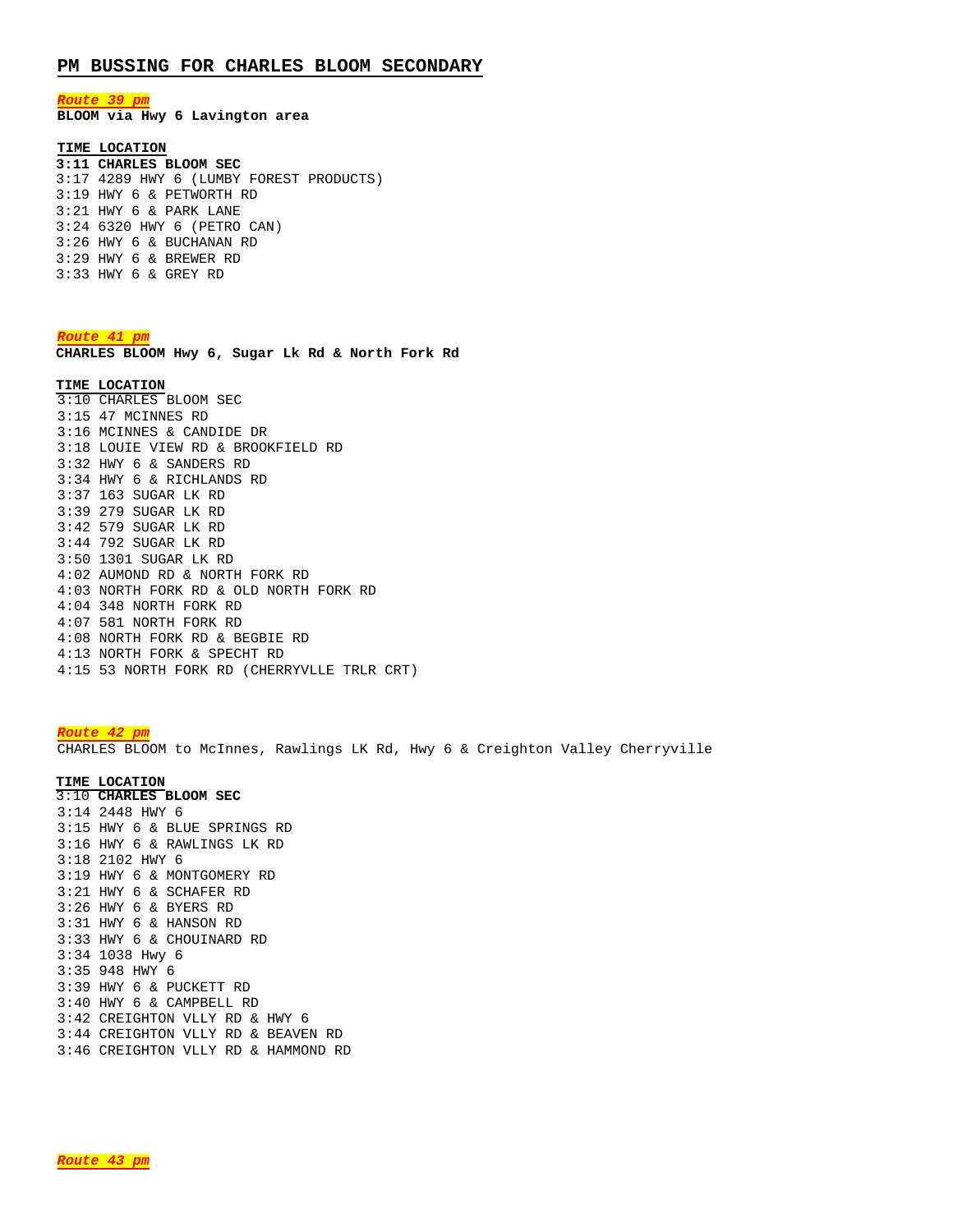# PM BUSSING FOR CHARLES BLOOM SECONDARY

***Route 39 pm***

**BLOOM via Hwy 6 Lavington area**

| TIME | LOCATION |
|---|---|
| **3:11** | **CHARLES BLOOM SEC** |
| 3:17 | 4289 HWY 6 (LUMBY FOREST PRODUCTS) |
| 3:19 | HWY 6 & PETWORTH RD |
| 3:21 | HWY 6 & PARK LANE |
| 3:24 | 6320 HWY 6 (PETRO CAN) |
| 3:26 | HWY 6 & BUCHANAN RD |
| 3:29 | HWY 6 & BREWER RD |
| 3:33 | HWY 6 & GREY RD |

***Route 41 pm***

**CHARLES BLOOM Hwy 6, Sugar Lk Rd & North Fork Rd**

| TIME | LOCATION |
|---|---|
| 3:10 | CHARLES BLOOM SEC |
| 3:15 | 47 MCINNES RD |
| 3:16 | MCINNES & CANDIDE DR |
| 3:18 | LOUIE VIEW RD & BROOKFIELD RD |
| 3:32 | HWY 6 & SANDERS RD |
| 3:34 | HWY 6 & RICHLANDS RD |
| 3:37 | 163 SUGAR LK RD |
| 3:39 | 279 SUGAR LK RD |
| 3:42 | 579 SUGAR LK RD |
| 3:44 | 792 SUGAR LK RD |
| 3:50 | 1301 SUGAR LK RD |
| 4:02 | AUMOND RD & NORTH FORK RD |
| 4:03 | NORTH FORK RD & OLD NORTH FORK RD |
| 4:04 | 348 NORTH FORK RD |
| 4:07 | 581 NORTH FORK RD |
| 4:08 | NORTH FORK RD & BEGBIE RD |
| 4:13 | NORTH FORK & SPECHT RD |
| 4:15 | 53 NORTH FORK RD (CHERRYVLLE TRLR CRT) |

***Route 42 pm***

CHARLES BLOOM to McInnes, Rawlings LK Rd, Hwy 6 & Creighton Valley Cherryville

| TIME | LOCATION |
|---|---|
| 3:10 | **CHARLES BLOOM SEC** |
| 3:14 | 2448 HWY 6 |
| 3:15 | HWY 6 & BLUE SPRINGS RD |
| 3:16 | HWY 6 & RAWLINGS LK RD |
| 3:18 | 2102 HWY 6 |
| 3:19 | HWY 6 & MONTGOMERY RD |
| 3:21 | HWY 6 & SCHAFER RD |
| 3:26 | HWY 6 & BYERS RD |
| 3:31 | HWY 6 & HANSON RD |
| 3:33 | HWY 6 & CHOUINARD RD |
| 3:34 | 1038 Hwy 6 |
| 3:35 | 948 HWY 6 |
| 3:39 | HWY 6 & PUCKETT RD |
| 3:40 | HWY 6 & CAMPBELL RD |
| 3:42 | CREIGHTON VLLY RD & HWY 6 |
| 3:44 | CREIGHTON VLLY RD & BEAVEN RD |
| 3:46 | CREIGHTON VLLY RD & HAMMOND RD |

***Route 43 pm***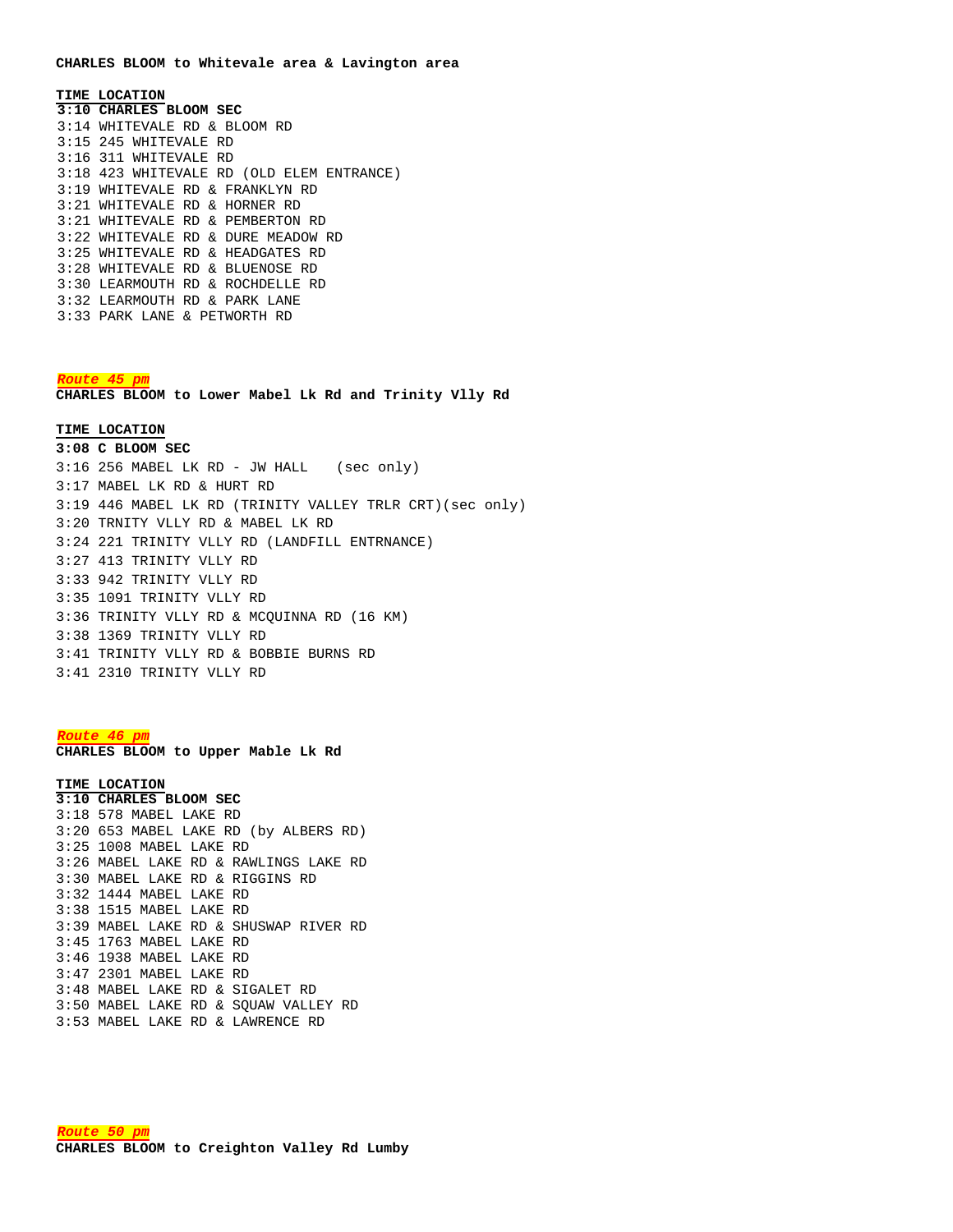**CHARLES BLOOM to Whitevale area & Lavington area**

| TIME | LOCATION |
|---|---|
| **3:10** | **CHARLES BLOOM SEC** |
| 3:14 | WHITEVALE RD & BLOOM RD |
| 3:15 | 245 WHITEVALE RD |
| 3:16 | 311 WHITEVALE RD |
| 3:18 | 423 WHITEVALE RD (OLD ELEM ENTRANCE) |
| 3:19 | WHITEVALE RD & FRANKLYN RD |
| 3:21 | WHITEVALE RD & HORNER RD |
| 3:21 | WHITEVALE RD & PEMBERTON RD |
| 3:22 | WHITEVALE RD & DURE MEADOW RD |
| 3:25 | WHITEVALE RD & HEADGATES RD |
| 3:28 | WHITEVALE RD & BLUENOSE RD |
| 3:30 | LEARMOUTH RD & ROCHDELLE RD |
| 3:32 | LEARMOUTH RD & PARK LANE |
| 3:33 | PARK LANE & PETWORTH RD |

***Route 45 pm***

**CHARLES BLOOM to Lower Mabel Lk Rd and Trinity Vlly Rd**

| TIME | LOCATION |
|---|---|
| **3:08** | **C BLOOM SEC** |
| 3:16 | 256 MABEL LK RD - JW HALL (sec only) |
| 3:17 | MABEL LK RD & HURT RD |
| 3:19 | 446 MABEL LK RD (TRINITY VALLEY TRLR CRT)(sec only) |
| 3:20 | TRNITY VLLY RD & MABEL LK RD |
| 3:24 | 221 TRINITY VLLY RD (LANDFILL ENTRNANCE) |
| 3:27 | 413 TRINITY VLLY RD |
| 3:33 | 942 TRINITY VLLY RD |
| 3:35 | 1091 TRINITY VLLY RD |
| 3:36 | TRINITY VLLY RD & MCQUINNA RD (16 KM) |
| 3:38 | 1369 TRINITY VLLY RD |
| 3:41 | TRINITY VLLY RD & BOBBIE BURNS RD |
| 3:41 | 2310 TRINITY VLLY RD |

***Route 46 pm***

**CHARLES BLOOM to Upper Mable Lk Rd**

| TIME | LOCATION |
|---|---|
| **3:10** | **CHARLES BLOOM SEC** |
| 3:18 | 578 MABEL LAKE RD |
| 3:20 | 653 MABEL LAKE RD (by ALBERS RD) |
| 3:25 | 1008 MABEL LAKE RD |
| 3:26 | MABEL LAKE RD & RAWLINGS LAKE RD |
| 3:30 | MABEL LAKE RD & RIGGINS RD |
| 3:32 | 1444 MABEL LAKE RD |
| 3:38 | 1515 MABEL LAKE RD |
| 3:39 | MABEL LAKE RD & SHUSWAP RIVER RD |
| 3:45 | 1763 MABEL LAKE RD |
| 3:46 | 1938 MABEL LAKE RD |
| 3:47 | 2301 MABEL LAKE RD |
| 3:48 | MABEL LAKE RD & SIGALET RD |
| 3:50 | MABEL LAKE RD & SQUAW VALLEY RD |
| 3:53 | MABEL LAKE RD & LAWRENCE RD |

***Route 50 pm***

**CHARLES BLOOM to Creighton Valley Rd Lumby**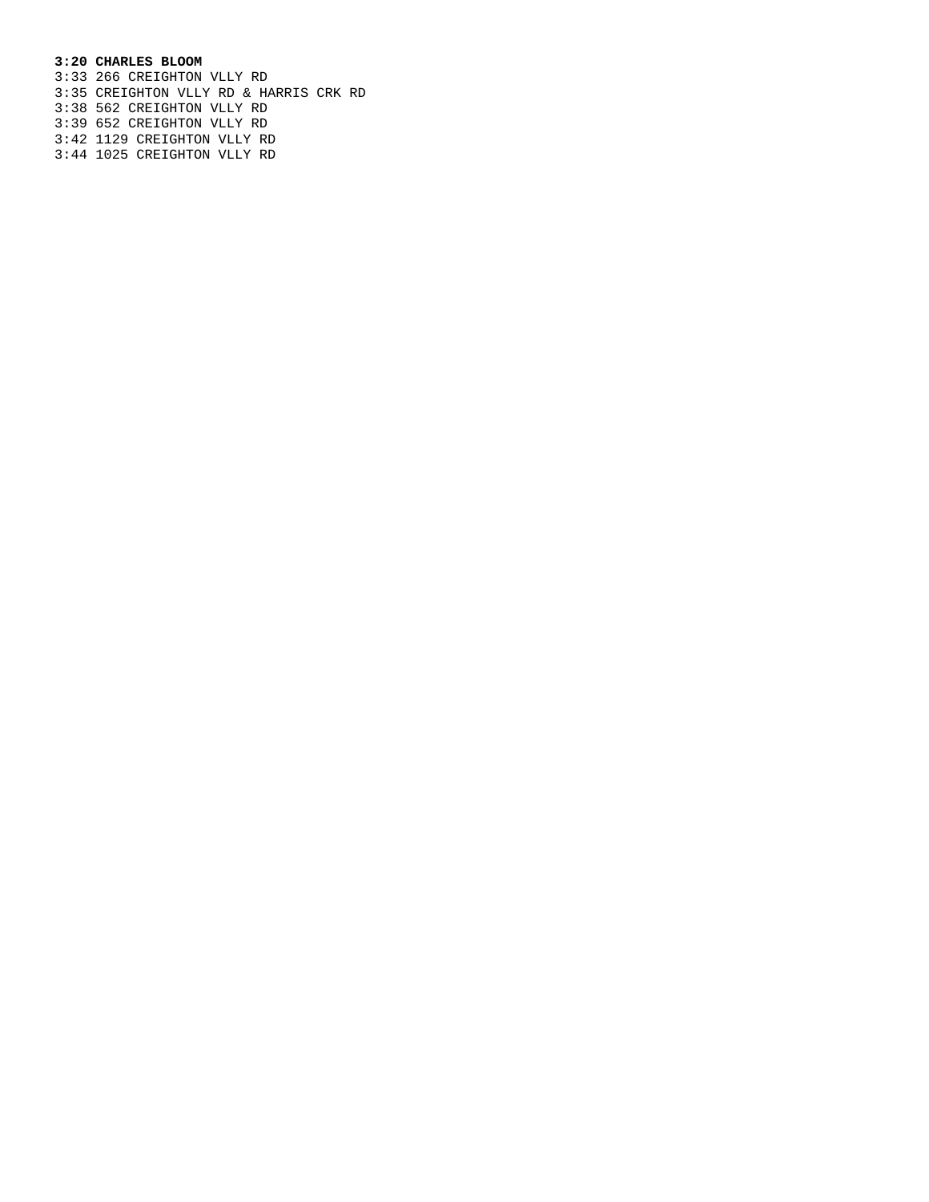**3:20 CHARLES BLOOM**

3:33 266 CREIGHTON VLLY RD
3:35 CREIGHTON VLLY RD & HARRIS CRK RD
3:38 562 CREIGHTON VLLY RD
3:39 652 CREIGHTON VLLY RD
3:42 1129 CREIGHTON VLLY RD
3:44 1025 CREIGHTON VLLY RD